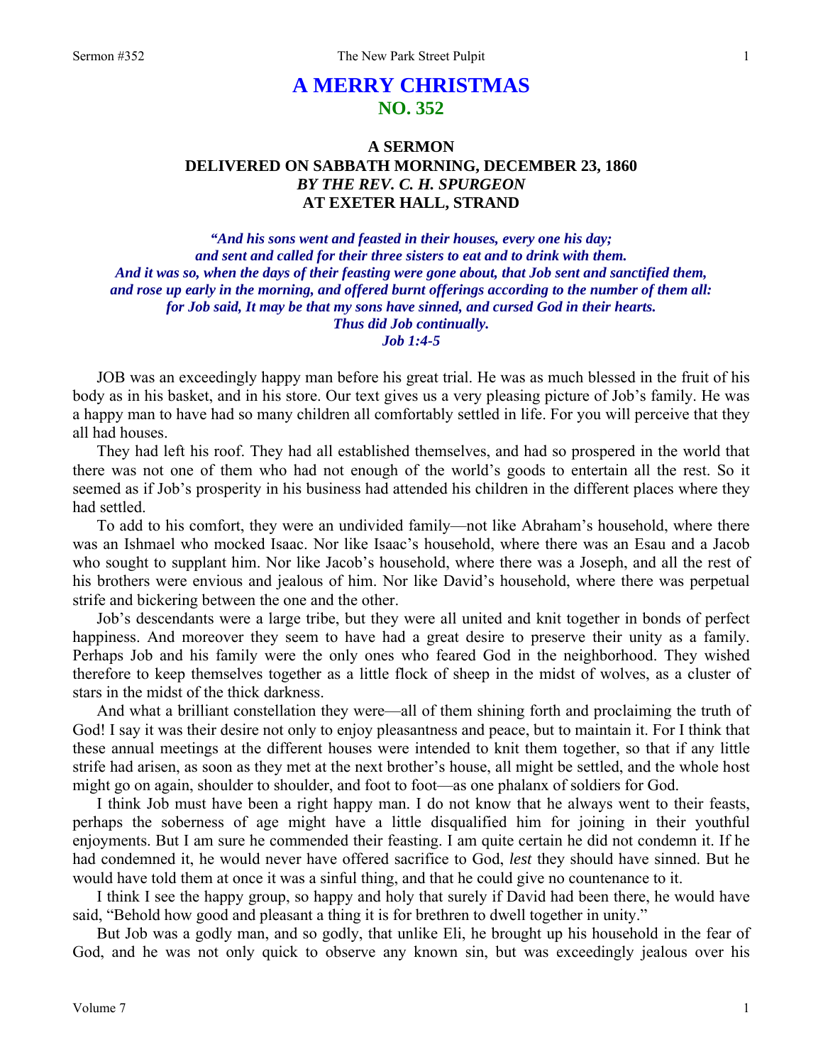# A MERRY CHRISTMAS
## NO. 352

### A SERMON
### DELIVERED ON SABBATH MORNING, DECEMBER 23, 1860
### *BY THE REV. C. H. SPURGEON*
### AT EXETER HALL, STRAND

***"And his sons went and feasted in their houses, every one his day; and sent and called for their three sisters to eat and to drink with them. And it was so, when the days of their feasting were gone about, that Job sent and sanctified them, and rose up early in the morning, and offered burnt offerings according to the number of them all: for Job said, It may be that my sons have sinned, and cursed God in their hearts. Thus did Job continually.***
***Job 1:4-5***

JOB was an exceedingly happy man before his great trial. He was as much blessed in the fruit of his body as in his basket, and in his store. Our text gives us a very pleasing picture of Job's family. He was a happy man to have had so many children all comfortably settled in life. For you will perceive that they all had houses.

They had left his roof. They had all established themselves, and had so prospered in the world that there was not one of them who had not enough of the world's goods to entertain all the rest. So it seemed as if Job's prosperity in his business had attended his children in the different places where they had settled.

To add to his comfort, they were an undivided family—not like Abraham's household, where there was an Ishmael who mocked Isaac. Nor like Isaac's household, where there was an Esau and a Jacob who sought to supplant him. Nor like Jacob's household, where there was a Joseph, and all the rest of his brothers were envious and jealous of him. Nor like David's household, where there was perpetual strife and bickering between the one and the other.

Job's descendants were a large tribe, but they were all united and knit together in bonds of perfect happiness. And moreover they seem to have had a great desire to preserve their unity as a family. Perhaps Job and his family were the only ones who feared God in the neighborhood. They wished therefore to keep themselves together as a little flock of sheep in the midst of wolves, as a cluster of stars in the midst of the thick darkness.

And what a brilliant constellation they were—all of them shining forth and proclaiming the truth of God! I say it was their desire not only to enjoy pleasantness and peace, but to maintain it. For I think that these annual meetings at the different houses were intended to knit them together, so that if any little strife had arisen, as soon as they met at the next brother's house, all might be settled, and the whole host might go on again, shoulder to shoulder, and foot to foot—as one phalanx of soldiers for God.

I think Job must have been a right happy man. I do not know that he always went to their feasts, perhaps the soberness of age might have a little disqualified him for joining in their youthful enjoyments. But I am sure he commended their feasting. I am quite certain he did not condemn it. If he had condemned it, he would never have offered sacrifice to God, *lest* they should have sinned. But he would have told them at once it was a sinful thing, and that he could give no countenance to it.

I think I see the happy group, so happy and holy that surely if David had been there, he would have said, "Behold how good and pleasant a thing it is for brethren to dwell together in unity."

But Job was a godly man, and so godly, that unlike Eli, he brought up his household in the fear of God, and he was not only quick to observe any known sin, but was exceedingly jealous over his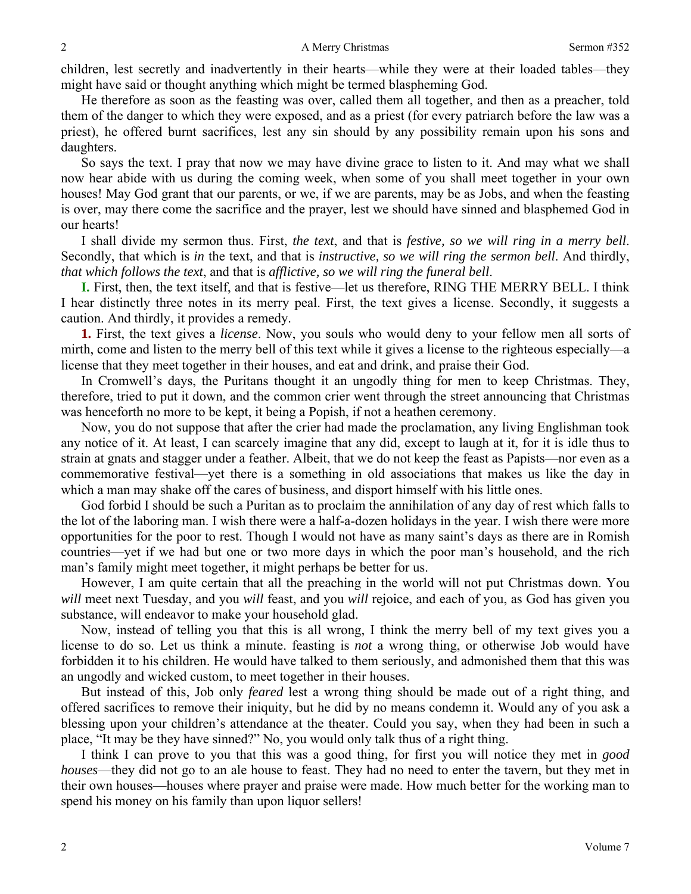children, lest secretly and inadvertently in their hearts—while they were at their loaded tables—they might have said or thought anything which might be termed blaspheming God.

He therefore as soon as the feasting was over, called them all together, and then as a preacher, told them of the danger to which they were exposed, and as a priest (for every patriarch before the law was a priest), he offered burnt sacrifices, lest any sin should by any possibility remain upon his sons and daughters.

So says the text. I pray that now we may have divine grace to listen to it. And may what we shall now hear abide with us during the coming week, when some of you shall meet together in your own houses! May God grant that our parents, or we, if we are parents, may be as Jobs, and when the feasting is over, may there come the sacrifice and the prayer, lest we should have sinned and blasphemed God in our hearts!

I shall divide my sermon thus. First, *the text*, and that is *festive, so we will ring in a merry bell*. Secondly, that which is *in* the text, and that is *instructive, so we will ring the sermon bell*. And thirdly, *that which follows the text*, and that is *afflictive, so we will ring the funeral bell*.

**I.** First, then, the text itself, and that is festive—let us therefore, RING THE MERRY BELL. I think I hear distinctly three notes in its merry peal. First, the text gives a license. Secondly, it suggests a caution. And thirdly, it provides a remedy.

**1.** First, the text gives a *license*. Now, you souls who would deny to your fellow men all sorts of mirth, come and listen to the merry bell of this text while it gives a license to the righteous especially—a license that they meet together in their houses, and eat and drink, and praise their God.

In Cromwell's days, the Puritans thought it an ungodly thing for men to keep Christmas. They, therefore, tried to put it down, and the common crier went through the street announcing that Christmas was henceforth no more to be kept, it being a Popish, if not a heathen ceremony.

Now, you do not suppose that after the crier had made the proclamation, any living Englishman took any notice of it. At least, I can scarcely imagine that any did, except to laugh at it, for it is idle thus to strain at gnats and stagger under a feather. Albeit, that we do not keep the feast as Papists—nor even as a commemorative festival—yet there is a something in old associations that makes us like the day in which a man may shake off the cares of business, and disport himself with his little ones.

God forbid I should be such a Puritan as to proclaim the annihilation of any day of rest which falls to the lot of the laboring man. I wish there were a half-a-dozen holidays in the year. I wish there were more opportunities for the poor to rest. Though I would not have as many saint's days as there are in Romish countries—yet if we had but one or two more days in which the poor man's household, and the rich man's family might meet together, it might perhaps be better for us.

However, I am quite certain that all the preaching in the world will not put Christmas down. You *will* meet next Tuesday, and you *will* feast, and you *will* rejoice, and each of you, as God has given you substance, will endeavor to make your household glad.

Now, instead of telling you that this is all wrong, I think the merry bell of my text gives you a license to do so. Let us think a minute. feasting is *not* a wrong thing, or otherwise Job would have forbidden it to his children. He would have talked to them seriously, and admonished them that this was an ungodly and wicked custom, to meet together in their houses.

But instead of this, Job only *feared* lest a wrong thing should be made out of a right thing, and offered sacrifices to remove their iniquity, but he did by no means condemn it. Would any of you ask a blessing upon your children's attendance at the theater. Could you say, when they had been in such a place, "It may be they have sinned?" No, you would only talk thus of a right thing.

I think I can prove to you that this was a good thing, for first you will notice they met in *good houses*—they did not go to an ale house to feast. They had no need to enter the tavern, but they met in their own houses—houses where prayer and praise were made. How much better for the working man to spend his money on his family than upon liquor sellers!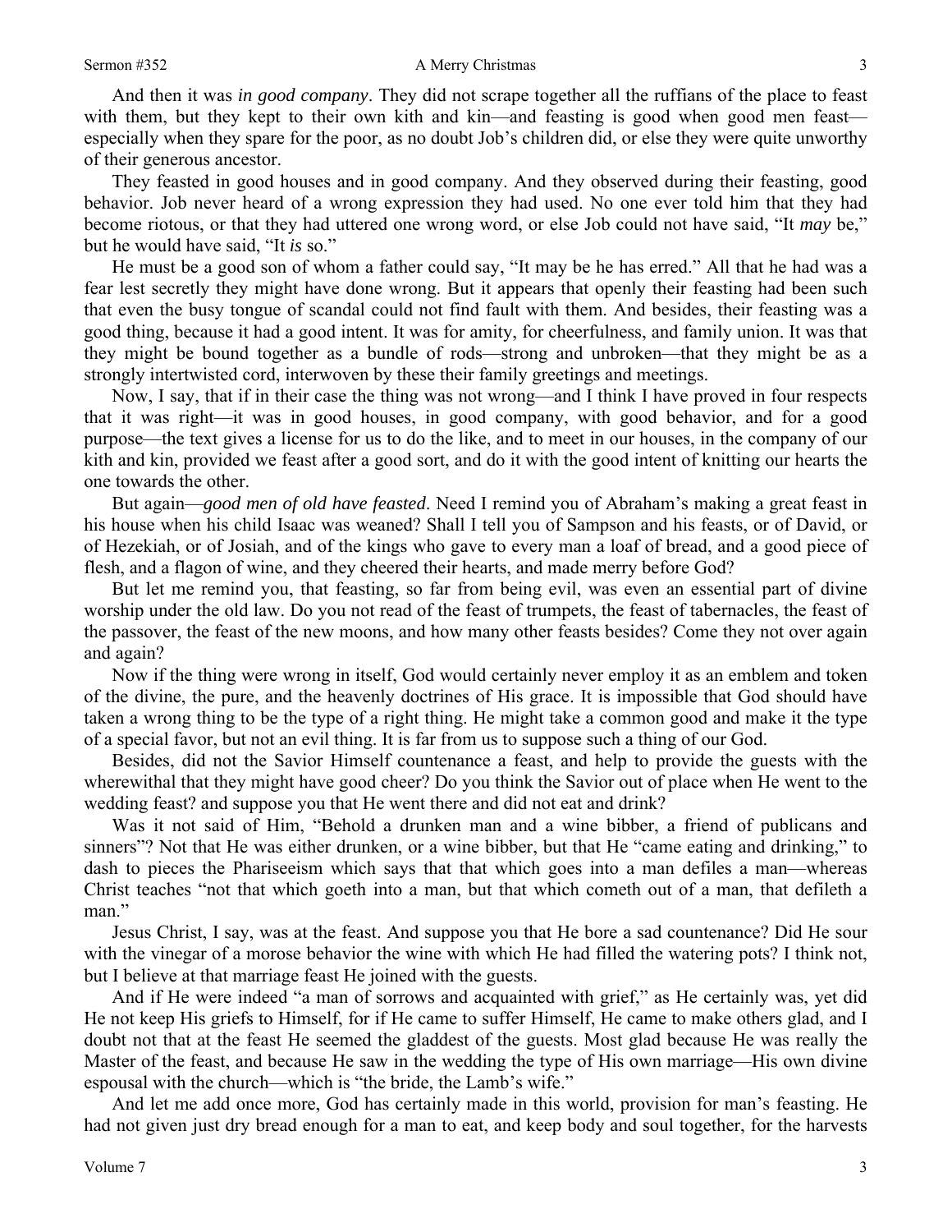And then it was *in good company*. They did not scrape together all the ruffians of the place to feast with them, but they kept to their own kith and kin—and feasting is good when good men feast—especially when they spare for the poor, as no doubt Job's children did, or else they were quite unworthy of their generous ancestor.

They feasted in good houses and in good company. And they observed during their feasting, good behavior. Job never heard of a wrong expression they had used. No one ever told him that they had become riotous, or that they had uttered one wrong word, or else Job could not have said, "It *may* be," but he would have said, "It *is* so."

He must be a good son of whom a father could say, "It may be he has erred." All that he had was a fear lest secretly they might have done wrong. But it appears that openly their feasting had been such that even the busy tongue of scandal could not find fault with them. And besides, their feasting was a good thing, because it had a good intent. It was for amity, for cheerfulness, and family union. It was that they might be bound together as a bundle of rods—strong and unbroken—that they might be as a strongly intertwisted cord, interwoven by these their family greetings and meetings.

Now, I say, that if in their case the thing was not wrong—and I think I have proved in four respects that it was right—it was in good houses, in good company, with good behavior, and for a good purpose—the text gives a license for us to do the like, and to meet in our houses, in the company of our kith and kin, provided we feast after a good sort, and do it with the good intent of knitting our hearts the one towards the other.

But again—*good men of old have feasted*. Need I remind you of Abraham's making a great feast in his house when his child Isaac was weaned? Shall I tell you of Sampson and his feasts, or of David, or of Hezekiah, or of Josiah, and of the kings who gave to every man a loaf of bread, and a good piece of flesh, and a flagon of wine, and they cheered their hearts, and made merry before God?

But let me remind you, that feasting, so far from being evil, was even an essential part of divine worship under the old law. Do you not read of the feast of trumpets, the feast of tabernacles, the feast of the passover, the feast of the new moons, and how many other feasts besides? Come they not over again and again?

Now if the thing were wrong in itself, God would certainly never employ it as an emblem and token of the divine, the pure, and the heavenly doctrines of His grace. It is impossible that God should have taken a wrong thing to be the type of a right thing. He might take a common good and make it the type of a special favor, but not an evil thing. It is far from us to suppose such a thing of our God.

Besides, did not the Savior Himself countenance a feast, and help to provide the guests with the wherewithal that they might have good cheer? Do you think the Savior out of place when He went to the wedding feast? and suppose you that He went there and did not eat and drink?

Was it not said of Him, "Behold a drunken man and a wine bibber, a friend of publicans and sinners"? Not that He was either drunken, or a wine bibber, but that He "came eating and drinking," to dash to pieces the Phariseeism which says that that which goes into a man defiles a man—whereas Christ teaches "not that which goeth into a man, but that which cometh out of a man, that defileth a man."

Jesus Christ, I say, was at the feast. And suppose you that He bore a sad countenance? Did He sour with the vinegar of a morose behavior the wine with which He had filled the watering pots? I think not, but I believe at that marriage feast He joined with the guests.

And if He were indeed "a man of sorrows and acquainted with grief," as He certainly was, yet did He not keep His griefs to Himself, for if He came to suffer Himself, He came to make others glad, and I doubt not that at the feast He seemed the gladdest of the guests. Most glad because He was really the Master of the feast, and because He saw in the wedding the type of His own marriage—His own divine espousal with the church—which is "the bride, the Lamb's wife."

And let me add once more, God has certainly made in this world, provision for man's feasting. He had not given just dry bread enough for a man to eat, and keep body and soul together, for the harvests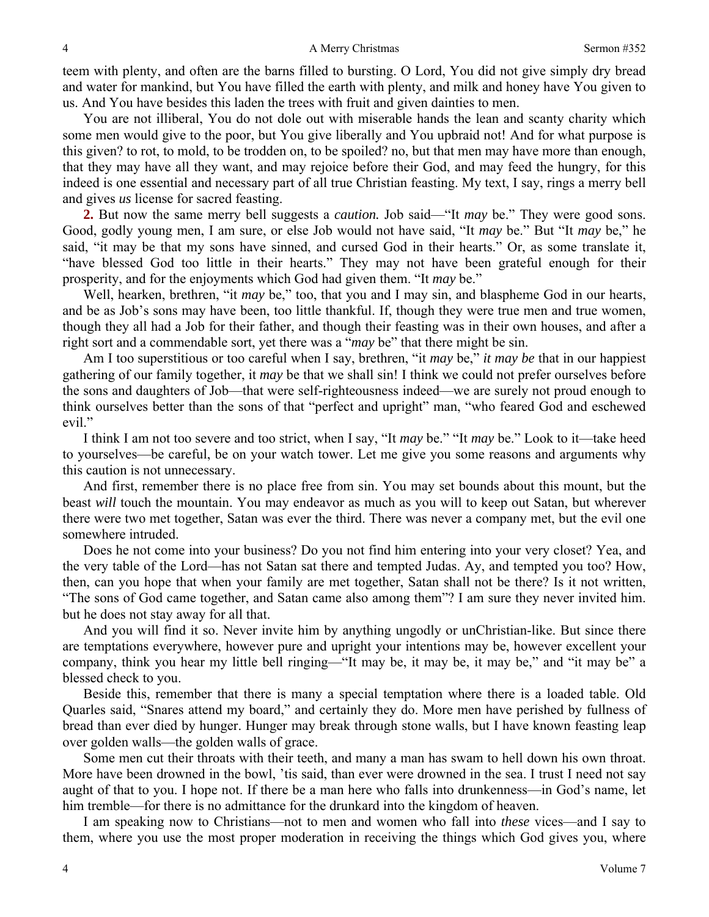teem with plenty, and often are the barns filled to bursting. O Lord, You did not give simply dry bread and water for mankind, but You have filled the earth with plenty, and milk and honey have You given to us. And You have besides this laden the trees with fruit and given dainties to men.

You are not illiberal, You do not dole out with miserable hands the lean and scanty charity which some men would give to the poor, but You give liberally and You upbraid not! And for what purpose is this given? to rot, to mold, to be trodden on, to be spoiled? no, but that men may have more than enough, that they may have all they want, and may rejoice before their God, and may feed the hungry, for this indeed is one essential and necessary part of all true Christian feasting. My text, I say, rings a merry bell and gives *us* license for sacred feasting.

**2.** But now the same merry bell suggests a *caution.* Job said—"It *may* be." They were good sons. Good, godly young men, I am sure, or else Job would not have said, "It *may* be." But "It *may* be," he said, "it may be that my sons have sinned, and cursed God in their hearts." Or, as some translate it, "have blessed God too little in their hearts." They may not have been grateful enough for their prosperity, and for the enjoyments which God had given them. "It *may* be."

Well, hearken, brethren, "it *may* be," too, that you and I may sin, and blaspheme God in our hearts, and be as Job's sons may have been, too little thankful. If, though they were true men and true women, though they all had a Job for their father, and though their feasting was in their own houses, and after a right sort and a commendable sort, yet there was a "*may* be" that there might be sin.

Am I too superstitious or too careful when I say, brethren, "it *may* be," *it may be* that in our happiest gathering of our family together, it *may* be that we shall sin! I think we could not prefer ourselves before the sons and daughters of Job—that were self-righteousness indeed—we are surely not proud enough to think ourselves better than the sons of that "perfect and upright" man, "who feared God and eschewed evil."

I think I am not too severe and too strict, when I say, "It *may* be." "It *may* be." Look to it—take heed to yourselves—be careful, be on your watch tower. Let me give you some reasons and arguments why this caution is not unnecessary.

And first, remember there is no place free from sin. You may set bounds about this mount, but the beast *will* touch the mountain. You may endeavor as much as you will to keep out Satan, but wherever there were two met together, Satan was ever the third. There was never a company met, but the evil one somewhere intruded.

Does he not come into your business? Do you not find him entering into your very closet? Yea, and the very table of the Lord—has not Satan sat there and tempted Judas. Ay, and tempted you too? How, then, can you hope that when your family are met together, Satan shall not be there? Is it not written, "The sons of God came together, and Satan came also among them"? I am sure they never invited him. but he does not stay away for all that.

And you will find it so. Never invite him by anything ungodly or unChristian-like. But since there are temptations everywhere, however pure and upright your intentions may be, however excellent your company, think you hear my little bell ringing—"It may be, it may be, it may be," and "it may be" a blessed check to you.

Beside this, remember that there is many a special temptation where there is a loaded table. Old Quarles said, "Snares attend my board," and certainly they do. More men have perished by fullness of bread than ever died by hunger. Hunger may break through stone walls, but I have known feasting leap over golden walls—the golden walls of grace.

Some men cut their throats with their teeth, and many a man has swam to hell down his own throat. More have been drowned in the bowl, 'tis said, than ever were drowned in the sea. I trust I need not say aught of that to you. I hope not. If there be a man here who falls into drunkenness—in God's name, let him tremble—for there is no admittance for the drunkard into the kingdom of heaven.

I am speaking now to Christians—not to men and women who fall into *these* vices—and I say to them, where you use the most proper moderation in receiving the things which God gives you, where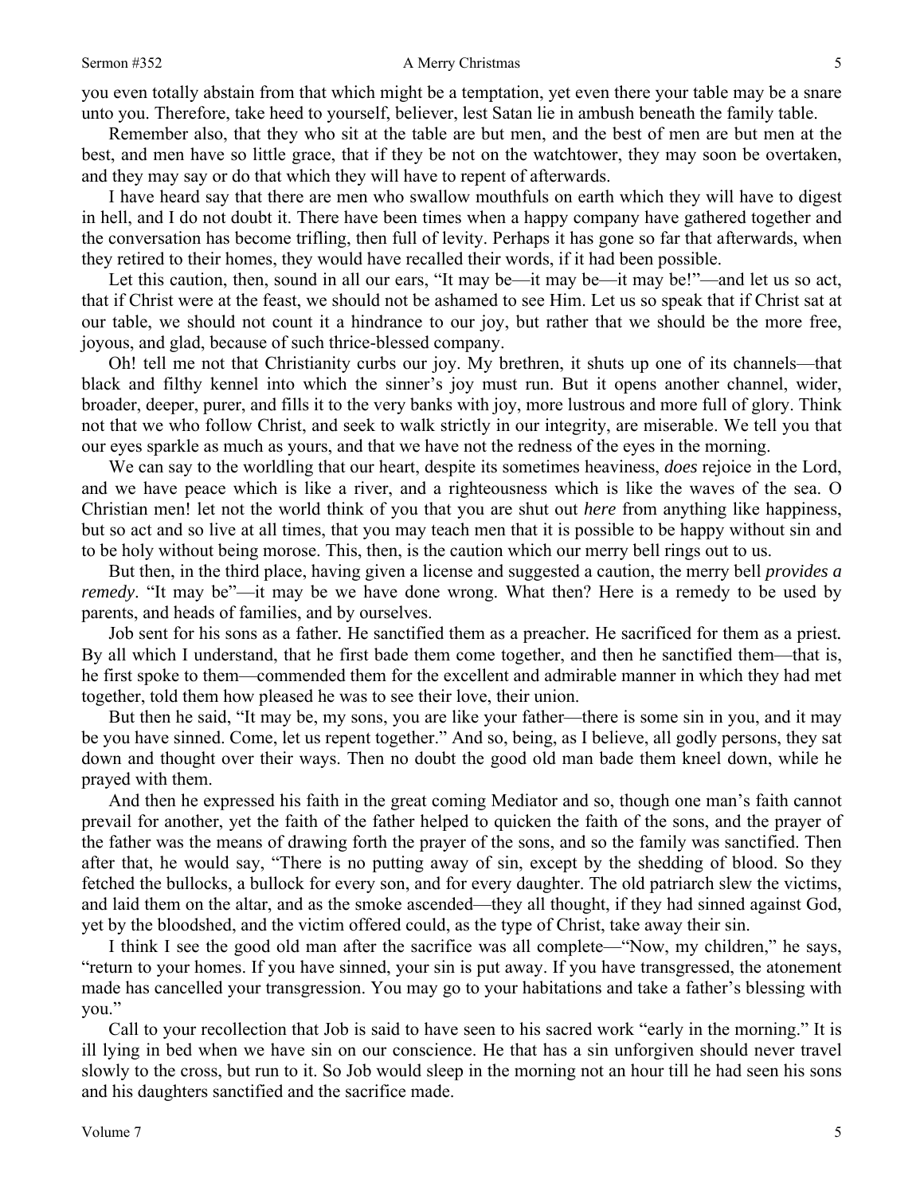you even totally abstain from that which might be a temptation, yet even there your table may be a snare unto you. Therefore, take heed to yourself, believer, lest Satan lie in ambush beneath the family table.

Remember also, that they who sit at the table are but men, and the best of men are but men at the best, and men have so little grace, that if they be not on the watchtower, they may soon be overtaken, and they may say or do that which they will have to repent of afterwards.

I have heard say that there are men who swallow mouthfuls on earth which they will have to digest in hell, and I do not doubt it. There have been times when a happy company have gathered together and the conversation has become trifling, then full of levity. Perhaps it has gone so far that afterwards, when they retired to their homes, they would have recalled their words, if it had been possible.

Let this caution, then, sound in all our ears, "It may be—it may be—it may be!"—and let us so act, that if Christ were at the feast, we should not be ashamed to see Him. Let us so speak that if Christ sat at our table, we should not count it a hindrance to our joy, but rather that we should be the more free, joyous, and glad, because of such thrice-blessed company.

Oh! tell me not that Christianity curbs our joy. My brethren, it shuts up one of its channels—that black and filthy kennel into which the sinner's joy must run. But it opens another channel, wider, broader, deeper, purer, and fills it to the very banks with joy, more lustrous and more full of glory. Think not that we who follow Christ, and seek to walk strictly in our integrity, are miserable. We tell you that our eyes sparkle as much as yours, and that we have not the redness of the eyes in the morning.

We can say to the worldling that our heart, despite its sometimes heaviness, *does* rejoice in the Lord, and we have peace which is like a river, and a righteousness which is like the waves of the sea. O Christian men! let not the world think of you that you are shut out *here* from anything like happiness, but so act and so live at all times, that you may teach men that it is possible to be happy without sin and to be holy without being morose. This, then, is the caution which our merry bell rings out to us.

But then, in the third place, having given a license and suggested a caution, the merry bell *provides a remedy*. "It may be"—it may be we have done wrong. What then? Here is a remedy to be used by parents, and heads of families, and by ourselves.

Job sent for his sons as a father. He sanctified them as a preacher. He sacrificed for them as a priest. By all which I understand, that he first bade them come together, and then he sanctified them—that is, he first spoke to them—commended them for the excellent and admirable manner in which they had met together, told them how pleased he was to see their love, their union.

But then he said, "It may be, my sons, you are like your father—there is some sin in you, and it may be you have sinned. Come, let us repent together." And so, being, as I believe, all godly persons, they sat down and thought over their ways. Then no doubt the good old man bade them kneel down, while he prayed with them.

And then he expressed his faith in the great coming Mediator and so, though one man's faith cannot prevail for another, yet the faith of the father helped to quicken the faith of the sons, and the prayer of the father was the means of drawing forth the prayer of the sons, and so the family was sanctified. Then after that, he would say, "There is no putting away of sin, except by the shedding of blood. So they fetched the bullocks, a bullock for every son, and for every daughter. The old patriarch slew the victims, and laid them on the altar, and as the smoke ascended—they all thought, if they had sinned against God, yet by the bloodshed, and the victim offered could, as the type of Christ, take away their sin.

I think I see the good old man after the sacrifice was all complete—"Now, my children," he says, "return to your homes. If you have sinned, your sin is put away. If you have transgressed, the atonement made has cancelled your transgression. You may go to your habitations and take a father's blessing with you."

Call to your recollection that Job is said to have seen to his sacred work "early in the morning." It is ill lying in bed when we have sin on our conscience. He that has a sin unforgiven should never travel slowly to the cross, but run to it. So Job would sleep in the morning not an hour till he had seen his sons and his daughters sanctified and the sacrifice made.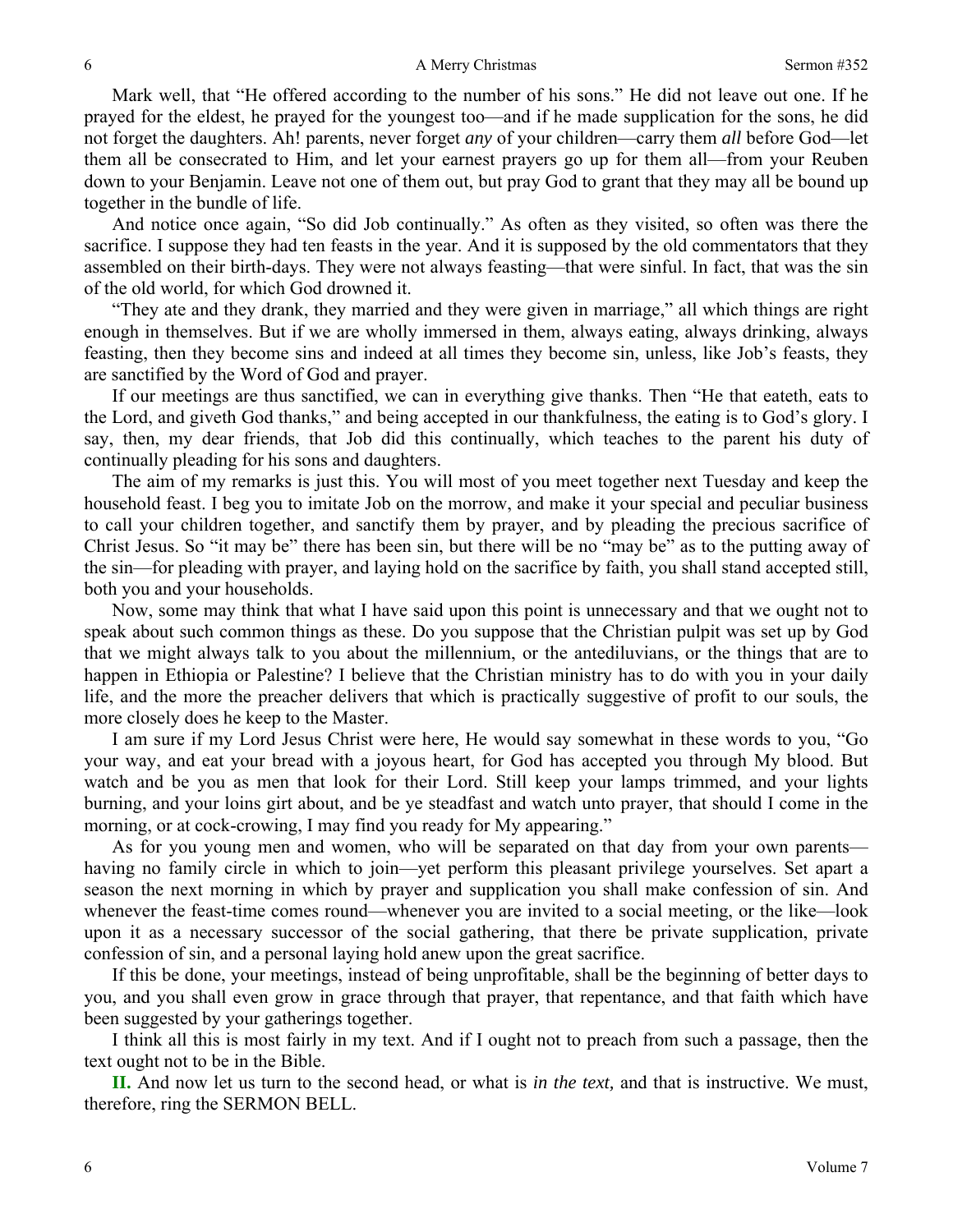Mark well, that "He offered according to the number of his sons." He did not leave out one. If he prayed for the eldest, he prayed for the youngest too—and if he made supplication for the sons, he did not forget the daughters. Ah! parents, never forget *any* of your children—carry them *all* before God—let them all be consecrated to Him, and let your earnest prayers go up for them all—from your Reuben down to your Benjamin. Leave not one of them out, but pray God to grant that they may all be bound up together in the bundle of life.

And notice once again, "So did Job continually." As often as they visited, so often was there the sacrifice. I suppose they had ten feasts in the year. And it is supposed by the old commentators that they assembled on their birth-days. They were not always feasting—that were sinful. In fact, that was the sin of the old world, for which God drowned it.

"They ate and they drank, they married and they were given in marriage," all which things are right enough in themselves. But if we are wholly immersed in them, always eating, always drinking, always feasting, then they become sins and indeed at all times they become sin, unless, like Job's feasts, they are sanctified by the Word of God and prayer.

If our meetings are thus sanctified, we can in everything give thanks. Then "He that eateth, eats to the Lord, and giveth God thanks," and being accepted in our thankfulness, the eating is to God's glory. I say, then, my dear friends, that Job did this continually, which teaches to the parent his duty of continually pleading for his sons and daughters.

The aim of my remarks is just this. You will most of you meet together next Tuesday and keep the household feast. I beg you to imitate Job on the morrow, and make it your special and peculiar business to call your children together, and sanctify them by prayer, and by pleading the precious sacrifice of Christ Jesus. So "it may be" there has been sin, but there will be no "may be" as to the putting away of the sin—for pleading with prayer, and laying hold on the sacrifice by faith, you shall stand accepted still, both you and your households.

Now, some may think that what I have said upon this point is unnecessary and that we ought not to speak about such common things as these. Do you suppose that the Christian pulpit was set up by God that we might always talk to you about the millennium, or the antediluvians, or the things that are to happen in Ethiopia or Palestine? I believe that the Christian ministry has to do with you in your daily life, and the more the preacher delivers that which is practically suggestive of profit to our souls, the more closely does he keep to the Master.

I am sure if my Lord Jesus Christ were here, He would say somewhat in these words to you, "Go your way, and eat your bread with a joyous heart, for God has accepted you through My blood. But watch and be you as men that look for their Lord. Still keep your lamps trimmed, and your lights burning, and your loins girt about, and be ye steadfast and watch unto prayer, that should I come in the morning, or at cock-crowing, I may find you ready for My appearing."

As for you young men and women, who will be separated on that day from your own parents—having no family circle in which to join—yet perform this pleasant privilege yourselves. Set apart a season the next morning in which by prayer and supplication you shall make confession of sin. And whenever the feast-time comes round—whenever you are invited to a social meeting, or the like—look upon it as a necessary successor of the social gathering, that there be private supplication, private confession of sin, and a personal laying hold anew upon the great sacrifice.

If this be done, your meetings, instead of being unprofitable, shall be the beginning of better days to you, and you shall even grow in grace through that prayer, that repentance, and that faith which have been suggested by your gatherings together.

I think all this is most fairly in my text. And if I ought not to preach from such a passage, then the text ought not to be in the Bible.

**II.** And now let us turn to the second head, or what is *in the text,* and that is instructive. We must, therefore, ring the SERMON BELL.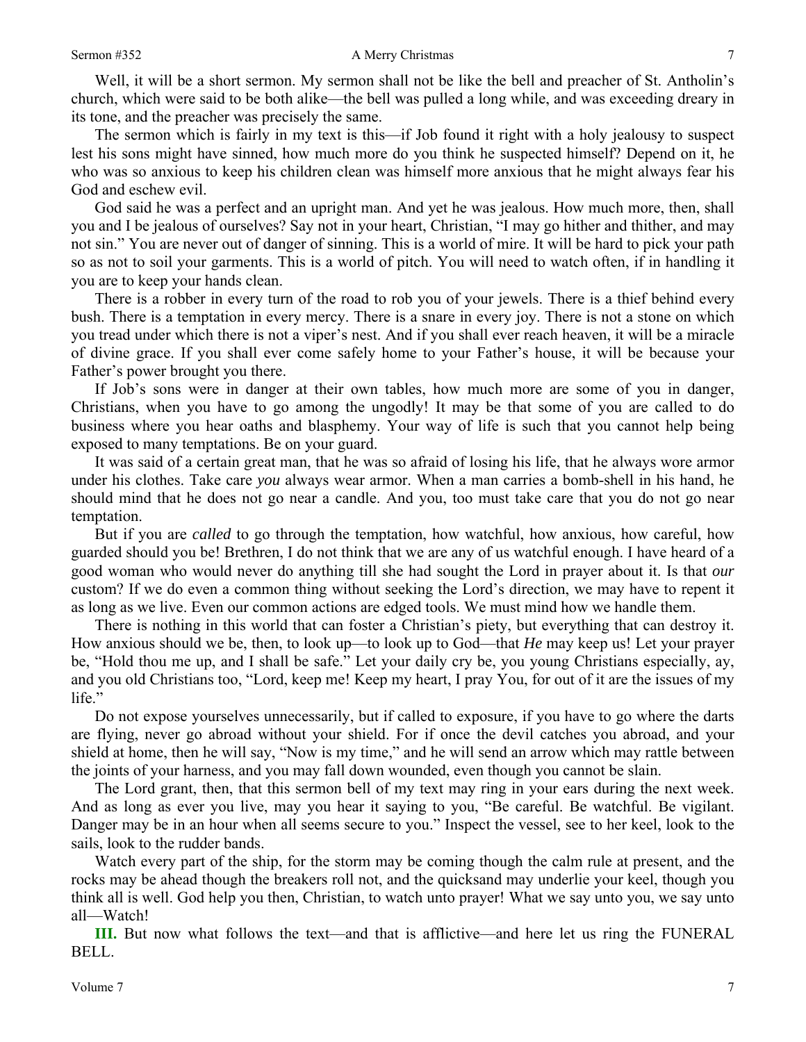Well, it will be a short sermon. My sermon shall not be like the bell and preacher of St. Antholin's church, which were said to be both alike—the bell was pulled a long while, and was exceeding dreary in its tone, and the preacher was precisely the same.

The sermon which is fairly in my text is this—if Job found it right with a holy jealousy to suspect lest his sons might have sinned, how much more do you think he suspected himself? Depend on it, he who was so anxious to keep his children clean was himself more anxious that he might always fear his God and eschew evil.

God said he was a perfect and an upright man. And yet he was jealous. How much more, then, shall you and I be jealous of ourselves? Say not in your heart, Christian, "I may go hither and thither, and may not sin." You are never out of danger of sinning. This is a world of mire. It will be hard to pick your path so as not to soil your garments. This is a world of pitch. You will need to watch often, if in handling it you are to keep your hands clean.

There is a robber in every turn of the road to rob you of your jewels. There is a thief behind every bush. There is a temptation in every mercy. There is a snare in every joy. There is not a stone on which you tread under which there is not a viper's nest. And if you shall ever reach heaven, it will be a miracle of divine grace. If you shall ever come safely home to your Father's house, it will be because your Father's power brought you there.

If Job's sons were in danger at their own tables, how much more are some of you in danger, Christians, when you have to go among the ungodly! It may be that some of you are called to do business where you hear oaths and blasphemy. Your way of life is such that you cannot help being exposed to many temptations. Be on your guard.

It was said of a certain great man, that he was so afraid of losing his life, that he always wore armor under his clothes. Take care *you* always wear armor. When a man carries a bomb-shell in his hand, he should mind that he does not go near a candle. And you, too must take care that you do not go near temptation.

But if you are *called* to go through the temptation, how watchful, how anxious, how careful, how guarded should you be! Brethren, I do not think that we are any of us watchful enough. I have heard of a good woman who would never do anything till she had sought the Lord in prayer about it. Is that *our* custom? If we do even a common thing without seeking the Lord's direction, we may have to repent it as long as we live. Even our common actions are edged tools. We must mind how we handle them.

There is nothing in this world that can foster a Christian's piety, but everything that can destroy it. How anxious should we be, then, to look up—to look up to God—that *He* may keep us! Let your prayer be, "Hold thou me up, and I shall be safe." Let your daily cry be, you young Christians especially, ay, and you old Christians too, "Lord, keep me! Keep my heart, I pray You, for out of it are the issues of my life."

Do not expose yourselves unnecessarily, but if called to exposure, if you have to go where the darts are flying, never go abroad without your shield. For if once the devil catches you abroad, and your shield at home, then he will say, "Now is my time," and he will send an arrow which may rattle between the joints of your harness, and you may fall down wounded, even though you cannot be slain.

The Lord grant, then, that this sermon bell of my text may ring in your ears during the next week. And as long as ever you live, may you hear it saying to you, "Be careful. Be watchful. Be vigilant. Danger may be in an hour when all seems secure to you." Inspect the vessel, see to her keel, look to the sails, look to the rudder bands.

Watch every part of the ship, for the storm may be coming though the calm rule at present, and the rocks may be ahead though the breakers roll not, and the quicksand may underlie your keel, though you think all is well. God help you then, Christian, to watch unto prayer! What we say unto you, we say unto all—Watch!

**III.** But now what follows the text—and that is afflictive—and here let us ring the FUNERAL BELL.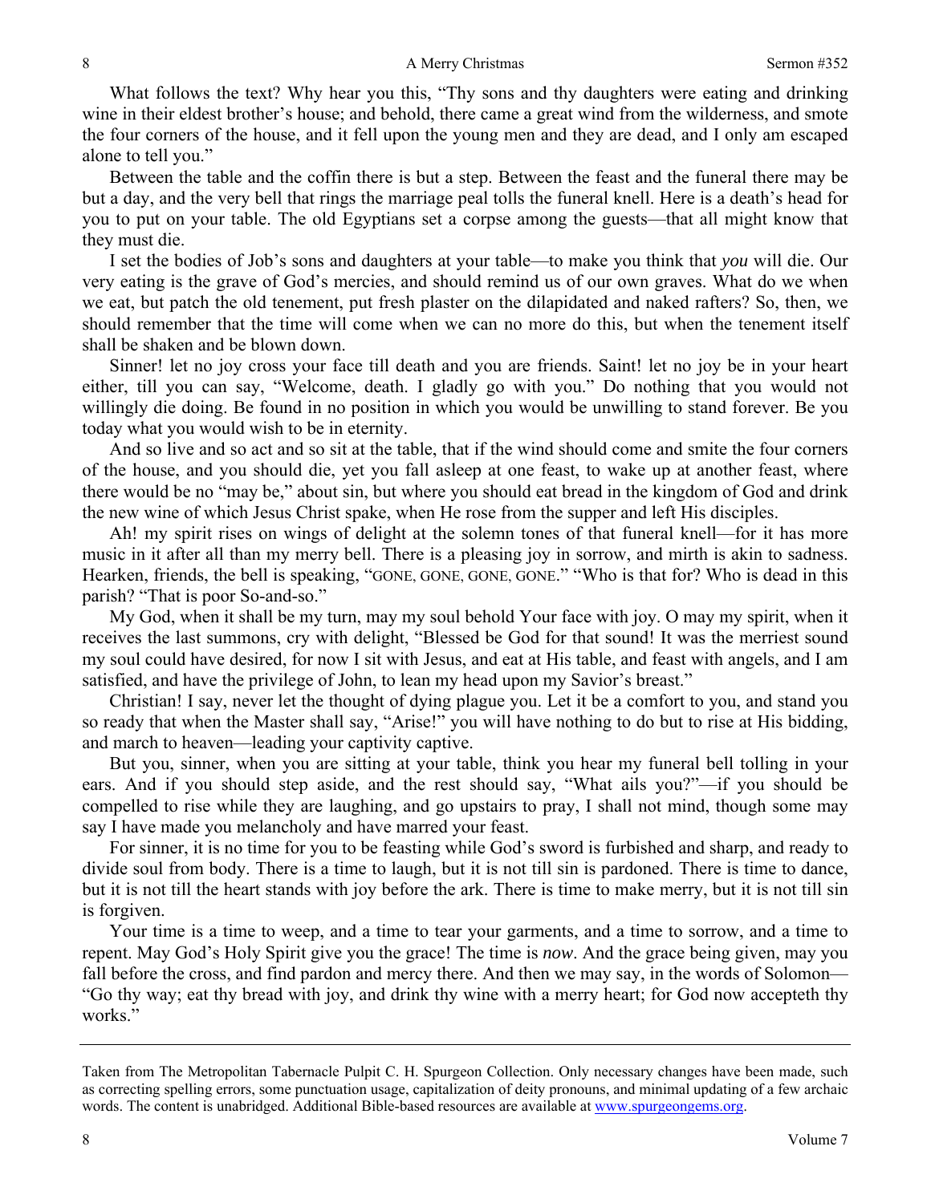What follows the text? Why hear you this, "Thy sons and thy daughters were eating and drinking wine in their eldest brother's house; and behold, there came a great wind from the wilderness, and smote the four corners of the house, and it fell upon the young men and they are dead, and I only am escaped alone to tell you."

Between the table and the coffin there is but a step. Between the feast and the funeral there may be but a day, and the very bell that rings the marriage peal tolls the funeral knell. Here is a death's head for you to put on your table. The old Egyptians set a corpse among the guests—that all might know that they must die.

I set the bodies of Job's sons and daughters at your table—to make you think that *you* will die. Our very eating is the grave of God's mercies, and should remind us of our own graves. What do we when we eat, but patch the old tenement, put fresh plaster on the dilapidated and naked rafters? So, then, we should remember that the time will come when we can no more do this, but when the tenement itself shall be shaken and be blown down.

Sinner! let no joy cross your face till death and you are friends. Saint! let no joy be in your heart either, till you can say, "Welcome, death. I gladly go with you." Do nothing that you would not willingly die doing. Be found in no position in which you would be unwilling to stand forever. Be you today what you would wish to be in eternity.

And so live and so act and so sit at the table, that if the wind should come and smite the four corners of the house, and you should die, yet you fall asleep at one feast, to wake up at another feast, where there would be no "may be," about sin, but where you should eat bread in the kingdom of God and drink the new wine of which Jesus Christ spake, when He rose from the supper and left His disciples.

Ah! my spirit rises on wings of delight at the solemn tones of that funeral knell—for it has more music in it after all than my merry bell. There is a pleasing joy in sorrow, and mirth is akin to sadness. Hearken, friends, the bell is speaking, "GONE, GONE, GONE, GONE." "Who is that for? Who is dead in this parish? "That is poor So-and-so."

My God, when it shall be my turn, may my soul behold Your face with joy. O may my spirit, when it receives the last summons, cry with delight, "Blessed be God for that sound! It was the merriest sound my soul could have desired, for now I sit with Jesus, and eat at His table, and feast with angels, and I am satisfied, and have the privilege of John, to lean my head upon my Savior's breast."

Christian! I say, never let the thought of dying plague you. Let it be a comfort to you, and stand you so ready that when the Master shall say, "Arise!" you will have nothing to do but to rise at His bidding, and march to heaven—leading your captivity captive.

But you, sinner, when you are sitting at your table, think you hear my funeral bell tolling in your ears. And if you should step aside, and the rest should say, "What ails you?"—if you should be compelled to rise while they are laughing, and go upstairs to pray, I shall not mind, though some may say I have made you melancholy and have marred your feast.

For sinner, it is no time for you to be feasting while God's sword is furbished and sharp, and ready to divide soul from body. There is a time to laugh, but it is not till sin is pardoned. There is time to dance, but it is not till the heart stands with joy before the ark. There is time to make merry, but it is not till sin is forgiven.

Your time is a time to weep, and a time to tear your garments, and a time to sorrow, and a time to repent. May God's Holy Spirit give you the grace! The time is *now*. And the grace being given, may you fall before the cross, and find pardon and mercy there. And then we may say, in the words of Solomon—"Go thy way; eat thy bread with joy, and drink thy wine with a merry heart; for God now accepteth thy works."

---

Taken from The Metropolitan Tabernacle Pulpit C. H. Spurgeon Collection. Only necessary changes have been made, such as correcting spelling errors, some punctuation usage, capitalization of deity pronouns, and minimal updating of a few archaic words. The content is unabridged. Additional Bible-based resources are available at www.spurgeongems.org.